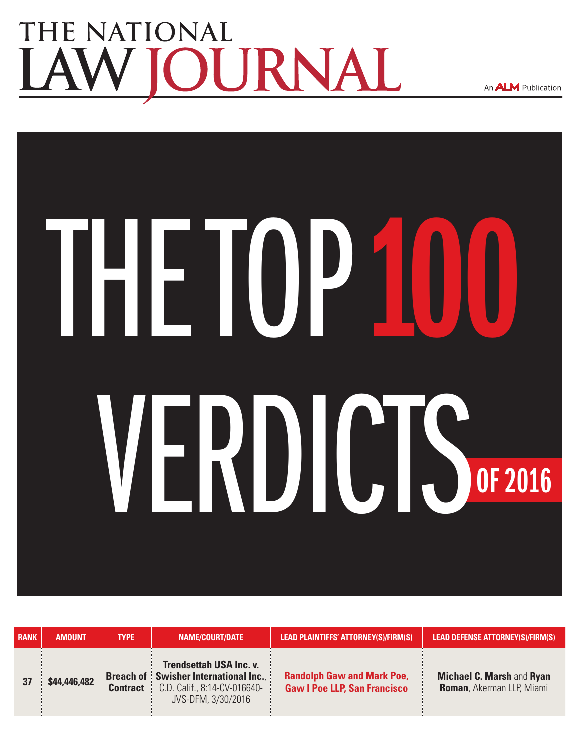# THE NATIONAL LAW JOURNAL

An ALM Publication

# THE TOP 100 VERDICTS OF 2016

| RANK | AMOUNT | TYPE | NAME/COURT/DATE | LEAD PLAINTIFFS' ATTORNEY(S)/FIRM(S) | LEAD DEFENSE ATTORNEY(S)/FIRM(S) |
|---|---|---|---|---|---|
| 37 | $44,446,482 | Breach of Contract | **Trendsettah USA Inc. v. Swisher International Inc.**, C.D. Calif., 8:14-CV-016640-JVS-DFM, 3/30/2016 | **Randolph Gaw and Mark Poe, Gaw I Poe LLP, San Francisco** | **Michael C. Marsh** and **Ryan Roman**, Akerman LLP, Miami |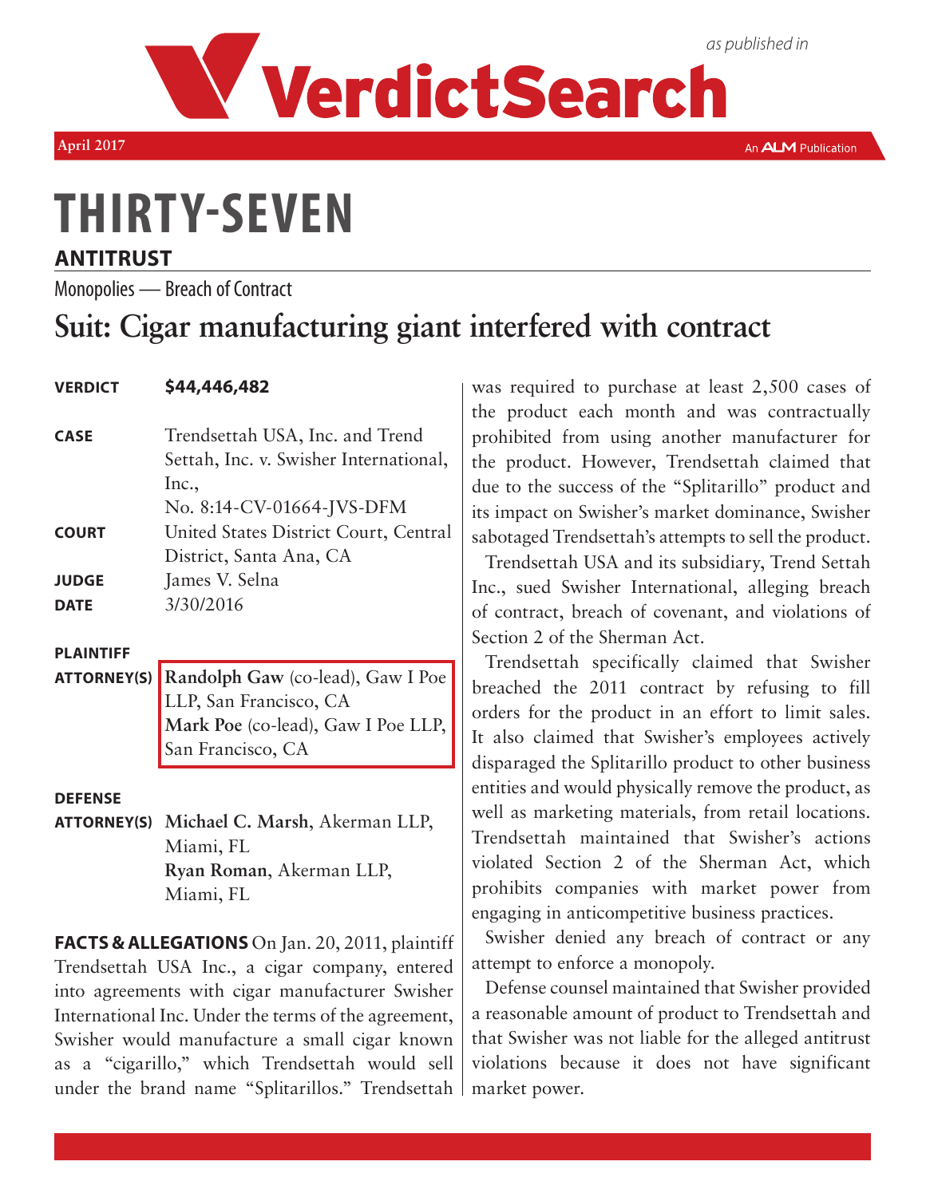as published in

# VerdictSearch

April 2017

An ALM Publication

# THIRTY-SEVEN

## ANTITRUST

Monopolies — Breach of Contract

## Suit: Cigar manufacturing giant interfered with contract

**VERDICT** $44,446,482

**CASE** Trendsettah USA, Inc. and Trend Settah, Inc. v. Swisher International, Inc., No. 8:14-CV-01664-JVS-DFM

**COURT** United States District Court, Central District, Santa Ana, CA

**JUDGE** James V. Selna

**DATE** 3/30/2016

**PLAINTIFF ATTORNEY(S)** **Randolph Gaw** (co-lead), Gaw I Poe LLP, San Francisco, CA
**Mark Poe** (co-lead), Gaw I Poe LLP, San Francisco, CA

**DEFENSE ATTORNEY(S)** **Michael C. Marsh**, Akerman LLP, Miami, FL
**Ryan Roman**, Akerman LLP, Miami, FL

**FACTS & ALLEGATIONS** On Jan. 20, 2011, plaintiff Trendsettah USA Inc., a cigar company, entered into agreements with cigar manufacturer Swisher International Inc. Under the terms of the agreement, Swisher would manufacture a small cigar known as a "cigarillo," which Trendsettah would sell under the brand name "Splitarillos." Trendsettah was required to purchase at least 2,500 cases of the product each month and was contractually prohibited from using another manufacturer for the product. However, Trendsettah claimed that due to the success of the "Splitarillo" product and its impact on Swisher's market dominance, Swisher sabotaged Trendsettah's attempts to sell the product.

Trendsettah USA and its subsidiary, Trend Settah Inc., sued Swisher International, alleging breach of contract, breach of covenant, and violations of Section 2 of the Sherman Act.

Trendsettah specifically claimed that Swisher breached the 2011 contract by refusing to fill orders for the product in an effort to limit sales. It also claimed that Swisher's employees actively disparaged the Splitarillo product to other business entities and would physically remove the product, as well as marketing materials, from retail locations. Trendsettah maintained that Swisher's actions violated Section 2 of the Sherman Act, which prohibits companies with market power from engaging in anticompetitive business practices.

Swisher denied any breach of contract or any attempt to enforce a monopoly.

Defense counsel maintained that Swisher provided a reasonable amount of product to Trendsettah and that Swisher was not liable for the alleged antitrust violations because it does not have significant market power.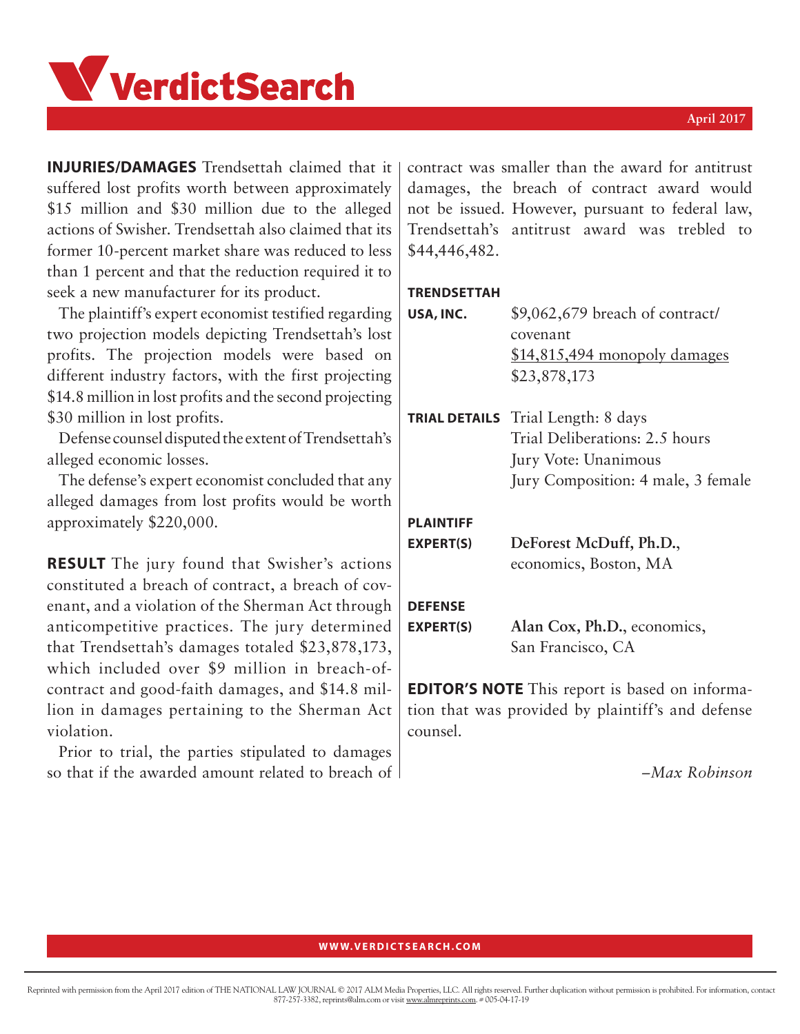**INJURIES/DAMAGES** Trendsettah claimed that it suffered lost profits worth between approximately $15 million and $30 million due to the alleged actions of Swisher. Trendsettah also claimed that its former 10-percent market share was reduced to less than 1 percent and that the reduction required it to seek a new manufacturer for its product.

The plaintiff's expert economist testified regarding two projection models depicting Trendsettah's lost profits. The projection models were based on different industry factors, with the first projecting $14.8 million in lost profits and the second projecting $30 million in lost profits.

Defense counsel disputed the extent of Trendsettah's alleged economic losses.

The defense's expert economist concluded that any alleged damages from lost profits would be worth approximately $220,000.

**RESULT** The jury found that Swisher's actions constituted a breach of contract, a breach of covenant, and a violation of the Sherman Act through anticompetitive practices. The jury determined that Trendsettah's damages totaled $23,878,173, which included over $9 million in breach-of-contract and good-faith damages, and $14.8 million in damages pertaining to the Sherman Act violation.

Prior to trial, the parties stipulated to damages so that if the awarded amount related to breach of contract was smaller than the award for antitrust damages, the breach of contract award would not be issued. However, pursuant to federal law, Trendsettah's antitrust award was trebled to $44,446,482.

**TRENDSETTAH USA, INC.**
$9,062,679 breach of contract/covenant
<u>$14,815,494 monopoly damages</u>
$23,878,173

**TRIAL DETAILS**
Trial Length: 8 days
Trial Deliberations: 2.5 hours
Jury Vote: Unanimous
Jury Composition: 4 male, 3 female

**PLAINTIFF EXPERT(S)**
**DeForest McDuff, Ph.D.**, economics, Boston, MA

**DEFENSE EXPERT(S)**
**Alan Cox, Ph.D.**, economics, San Francisco, CA

**EDITOR'S NOTE** This report is based on information that was provided by plaintiff's and defense counsel.

*–Max Robinson*